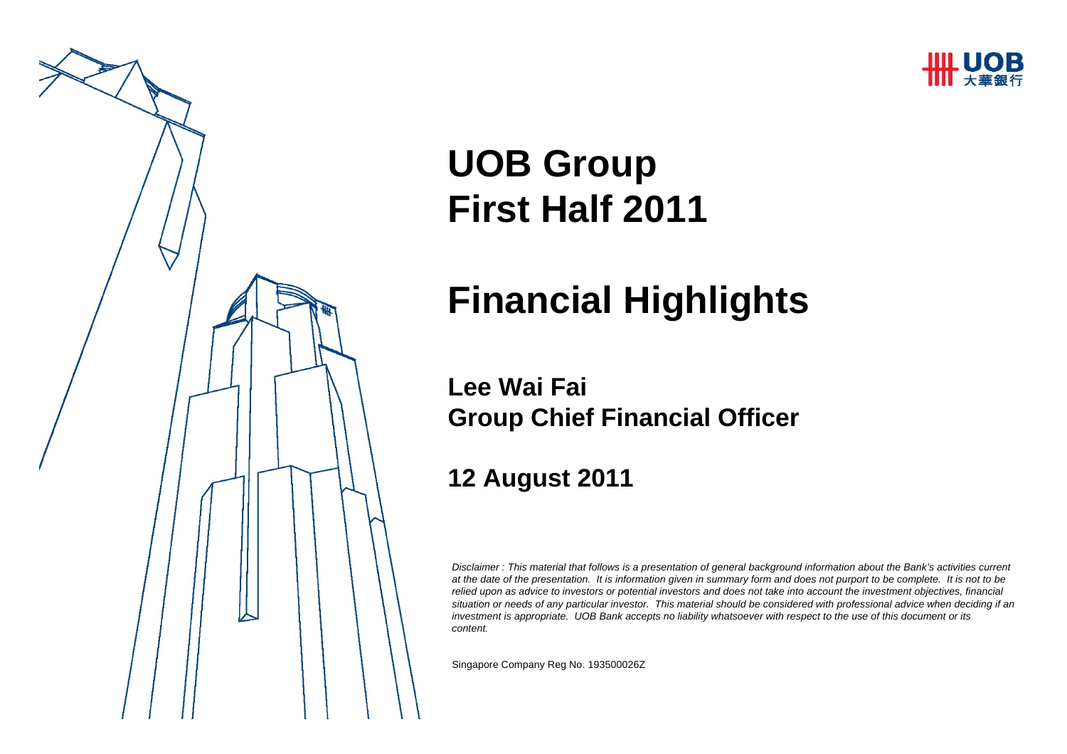# UOB Group First Half 2011

# Financial Highlights

**Lee Wai Fai**
**Group Chief Financial Officer**

**12 August 2011**

*Disclaimer : This material that follows is a presentation of general background information about the Bank's activities current at the date of the presentation. It is information given in summary form and does not purport to be complete. It is not to be relied upon as advice to investors or potential investors and does not take into account the investment objectives, financial situation or needs of any particular investor. This material should be considered with professional advice when deciding if an investment is appropriate. UOB Bank accepts no liability whatsoever with respect to the use of this document or its content.*

Singapore Company Reg No. 193500026Z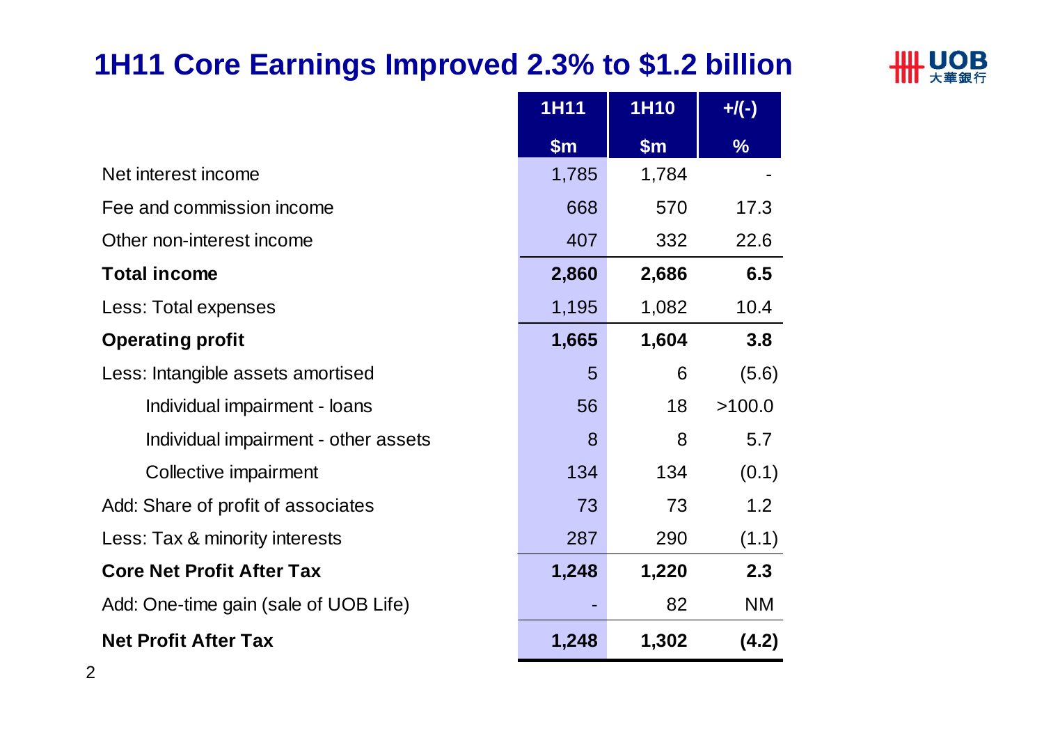# 1H11 Core Earnings Improved 2.3% to $1.2 billion

| | 1H11 | 1H10 | +/(-) |
|---|---|---|---|
| | $m | $m | % |
| Net interest income | 1,785 | 1,784 | - |
| Fee and commission income | 668 | 570 | 17.3 |
| Other non-interest income | 407 | 332 | 22.6 |
| **Total income** | **2,860** | **2,686** | **6.5** |
| Less: Total expenses | 1,195 | 1,082 | 10.4 |
| **Operating profit** | **1,665** | **1,604** | **3.8** |
| Less: Intangible assets amortised | 5 | 6 | (5.6) |
| Individual impairment - loans | 56 | 18 | >100.0 |
| Individual impairment - other assets | 8 | 8 | 5.7 |
| Collective impairment | 134 | 134 | (0.1) |
| Add: Share of profit of associates | 73 | 73 | 1.2 |
| Less: Tax & minority interests | 287 | 290 | (1.1) |
| **Core Net Profit After Tax** | **1,248** | **1,220** | **2.3** |
| Add: One-time gain (sale of UOB Life) | - | 82 | NM |
| **Net Profit After Tax** | **1,248** | **1,302** | **(4.2)** |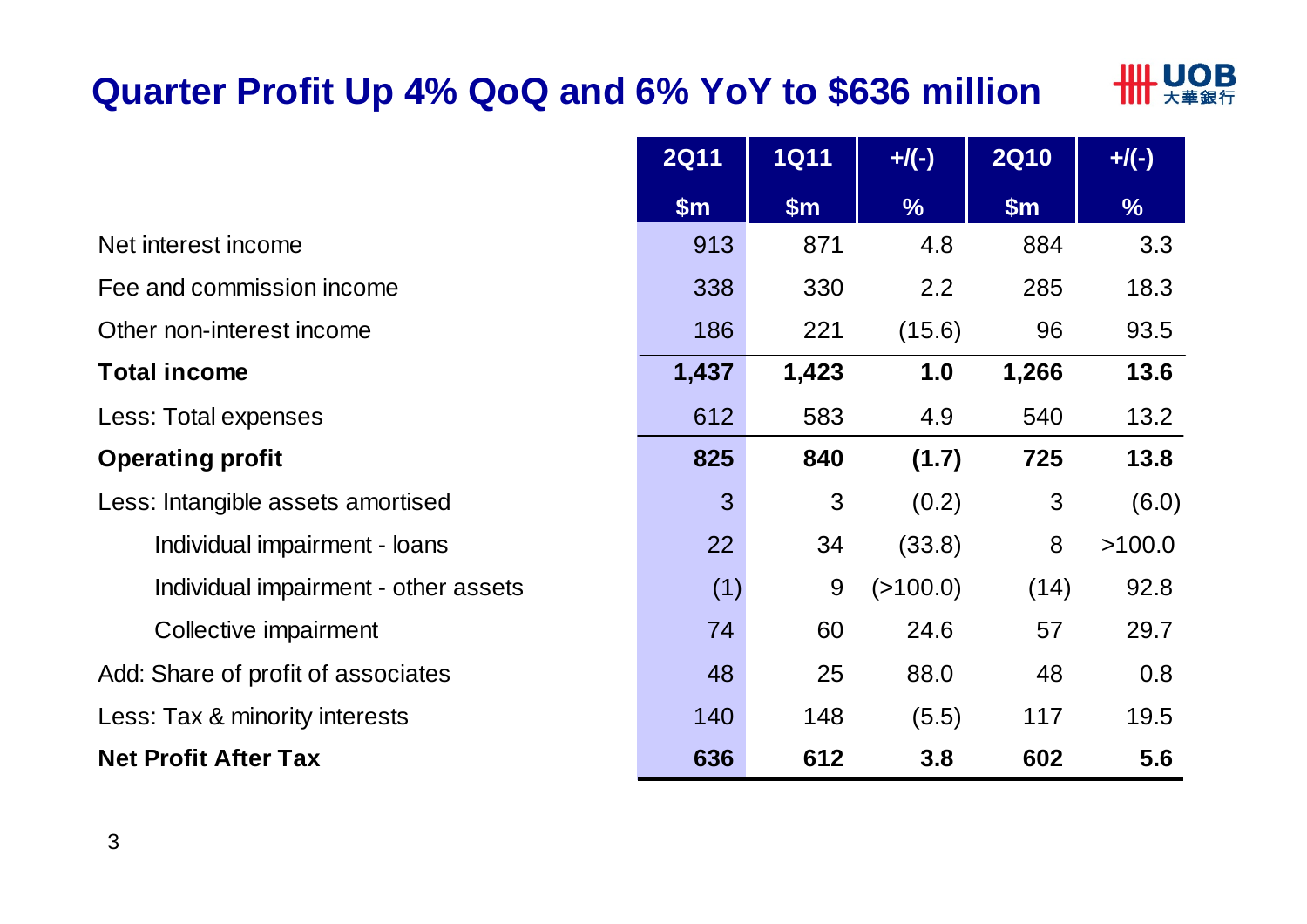# Quarter Profit Up 4% QoQ and 6% YoY to $636 million

| | 2Q11 | 1Q11 | +/(-) | 2Q10 | +/(-) |
|---|---|---|---|---|---|
| | $m | $m | % | $m | % |
| Net interest income | 913 | 871 | 4.8 | 884 | 3.3 |
| Fee and commission income | 338 | 330 | 2.2 | 285 | 18.3 |
| Other non-interest income | 186 | 221 | (15.6) | 96 | 93.5 |
| **Total income** | **1,437** | **1,423** | **1.0** | **1,266** | **13.6** |
| Less: Total expenses | 612 | 583 | 4.9 | 540 | 13.2 |
| **Operating profit** | **825** | **840** | **(1.7)** | **725** | **13.8** |
| Less: Intangible assets amortised | 3 | 3 | (0.2) | 3 | (6.0) |
| Individual impairment - loans | 22 | 34 | (33.8) | 8 | >100.0 |
| Individual impairment - other assets | (1) | 9 | (>100.0) | (14) | 92.8 |
| Collective impairment | 74 | 60 | 24.6 | 57 | 29.7 |
| Add: Share of profit of associates | 48 | 25 | 88.0 | 48 | 0.8 |
| Less: Tax & minority interests | 140 | 148 | (5.5) | 117 | 19.5 |
| **Net Profit After Tax** | **636** | **612** | **3.8** | **602** | **5.6** |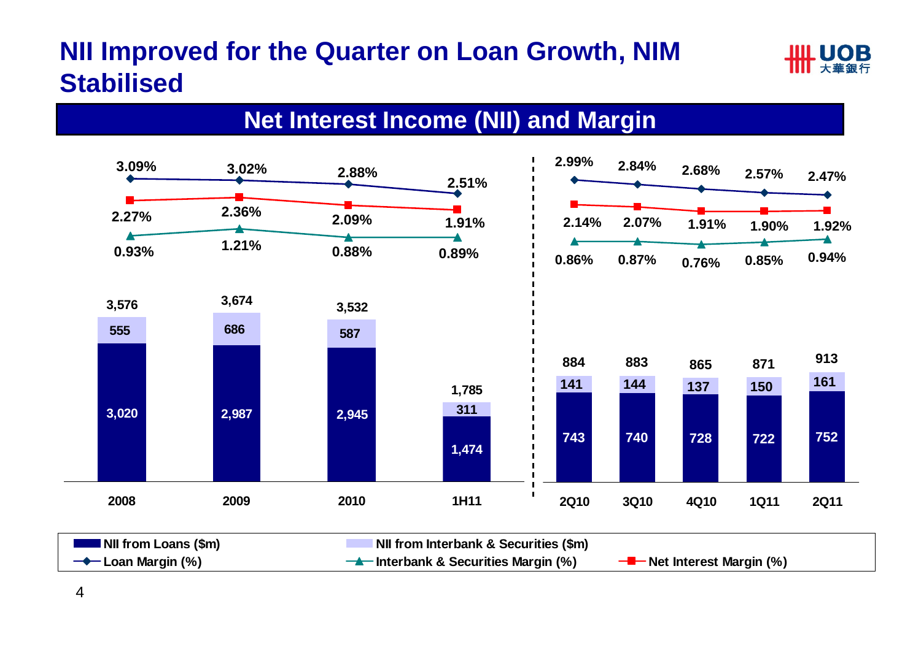# NII Improved for the Quarter on Loan Growth, NIM Stabilised

## Net Interest Income (NII) and Margin

| | 2008 | 2009 | 2010 | 1H11 | 2Q10 | 3Q10 | 4Q10 | 1Q11 | 2Q11 |
|---|---|---|---|---|---|---|---|---|---|
| Loan Margin (%) | 3.09% | 3.02% | 2.88% | 2.51% | 2.99% | 2.84% | 2.68% | 2.57% | 2.47% |
| Net Interest Margin (%) | 2.27% | 2.36% | 2.09% | 1.91% | 2.14% | 2.07% | 1.91% | 1.90% | 1.92% |
| Interbank & Securities Margin (%) | 0.93% | 1.21% | 0.88% | 0.89% | 0.86% | 0.87% | 0.76% | 0.85% | 0.94% |
| NII from Interbank & Securities ($m) | 555 | 686 | 587 | 311 | 141 | 144 | 137 | 150 | 161 |
| NII from Loans ($m) | 3,020 | 2,987 | 2,945 | 1,474 | 743 | 740 | 728 | 722 | 752 |
| Total NII ($m) | 3,576 | 3,674 | 3,532 | 1,785 | 884 | 883 | 865 | 871 | 913 |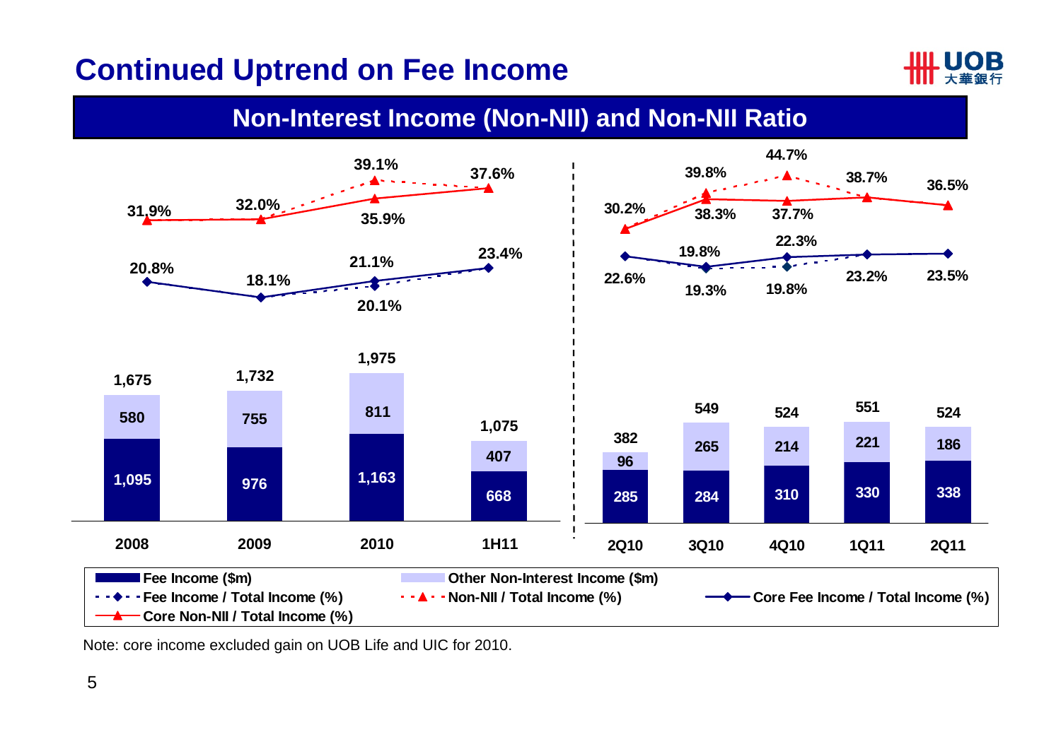# Continued Uptrend on Fee Income

## Non-Interest Income (Non-NII) and Non-NII Ratio

| | 2008 | 2009 | 2010 | 1H11 |
|---|---|---|---|---|
| Fee Income ($m) | 1,095 | 976 | 1,163 | 668 |
| Other Non-Interest Income ($m) | 580 | 755 | 811 | 407 |
| Total Non-Interest Income ($m) | 1,675 | 1,732 | 1,975 | 1,075 |
| Non-NII / Total Income (%) | 31.9% | 32.0% | 39.1% | 37.6% |
| Core Non-NII / Total Income (%) | 31.9% | 32.0% | 35.9% | 37.6% |
| Fee Income / Total Income (%) | 20.8% | 18.1% | 20.1% | 23.4% |
| Core Fee Income / Total Income (%) | 20.8% | 18.1% | 21.1% | 23.4% |

| | 2Q10 | 3Q10 | 4Q10 | 1Q11 | 2Q11 |
|---|---|---|---|---|---|
| Fee Income ($m) | 285 | 284 | 310 | 330 | 338 |
| Other Non-Interest Income ($m) | 96 | 265 | 214 | 221 | 186 |
| Total Non-Interest Income ($m) | 382 | 549 | 524 | 551 | 524 |
| Non-NII / Total Income (%) | 30.2% | 39.8% | 44.7% | 38.7% | 36.5% |
| Core Non-NII / Total Income (%) | 30.2% | 38.3% | 37.7% | 38.7% | 36.5% |
| Fee Income / Total Income (%) | 22.6% | 19.3% | 19.8% | 23.2% | 23.5% |
| Core Fee Income / Total Income (%) | 22.6% | 19.8% | 22.3% | 23.2% | 23.5% |

Note: core income excluded gain on UOB Life and UIC for 2010.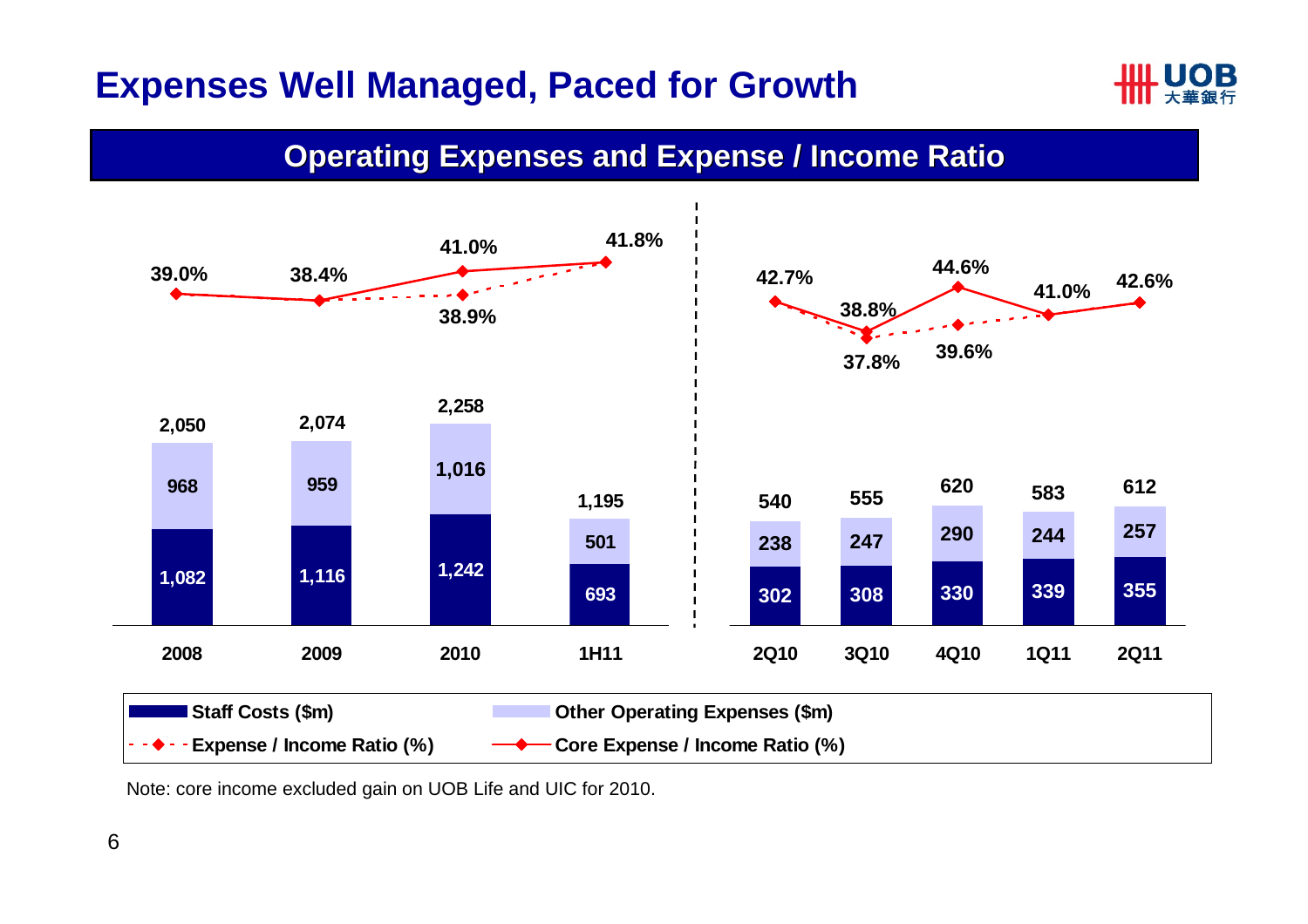# Expenses Well Managed, Paced for Growth

## Operating Expenses and Expense / Income Ratio

| Period | Staff Costs ($m) | Other Operating Expenses ($m) | Total ($m) | Expense / Income Ratio (%) | Core Expense / Income Ratio (%) |
|---|---|---|---|---|---|
| 2008 | 1,082 | 968 | 2,050 | 39.0% | 39.0% |
| 2009 | 1,116 | 959 | 2,074 | 38.4% | 38.4% |
| 2010 | 1,242 | 1,016 | 2,258 | 38.9% | 41.0% |
| 1H11 | 693 | 501 | 1,195 | 41.8% | 41.8% |
| 2Q10 | 302 | 238 | 540 | 42.7% | 42.7% |
| 3Q10 | 308 | 247 | 555 | 37.8% | 38.8% |
| 4Q10 | 330 | 290 | 620 | 39.6% | 44.6% |
| 1Q11 | 339 | 244 | 583 | 41.0% | 41.0% |
| 2Q11 | 355 | 257 | 612 | 42.6% | 42.6% |

Note: core income excluded gain on UOB Life and UIC for 2010.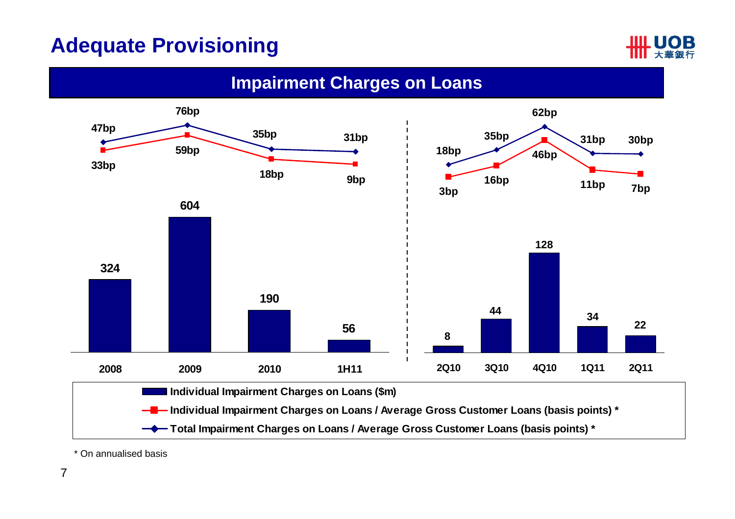# Adequate Provisioning

## Impairment Charges on Loans

| | 2008 | 2009 | 2010 | 1H11 |
|---|---|---|---|---|
| Individual Impairment Charges on Loans ($m) | 324 | 604 | 190 | 56 |
| Individual Impairment Charges on Loans / Average Gross Customer Loans (basis points) * | 33bp | 59bp | 18bp | 9bp |
| Total Impairment Charges on Loans / Average Gross Customer Loans (basis points) * | 47bp | 76bp | 35bp | 31bp |

| | 2Q10 | 3Q10 | 4Q10 | 1Q11 | 2Q11 |
|---|---|---|---|---|---|
| Individual Impairment Charges on Loans ($m) | 8 | 44 | 128 | 34 | 22 |
| Individual Impairment Charges on Loans / Average Gross Customer Loans (basis points) * | 3bp | 16bp | 46bp | 11bp | 7bp |
| Total Impairment Charges on Loans / Average Gross Customer Loans (basis points) * | 18bp | 35bp | 62bp | 31bp | 30bp |

\* On annualised basis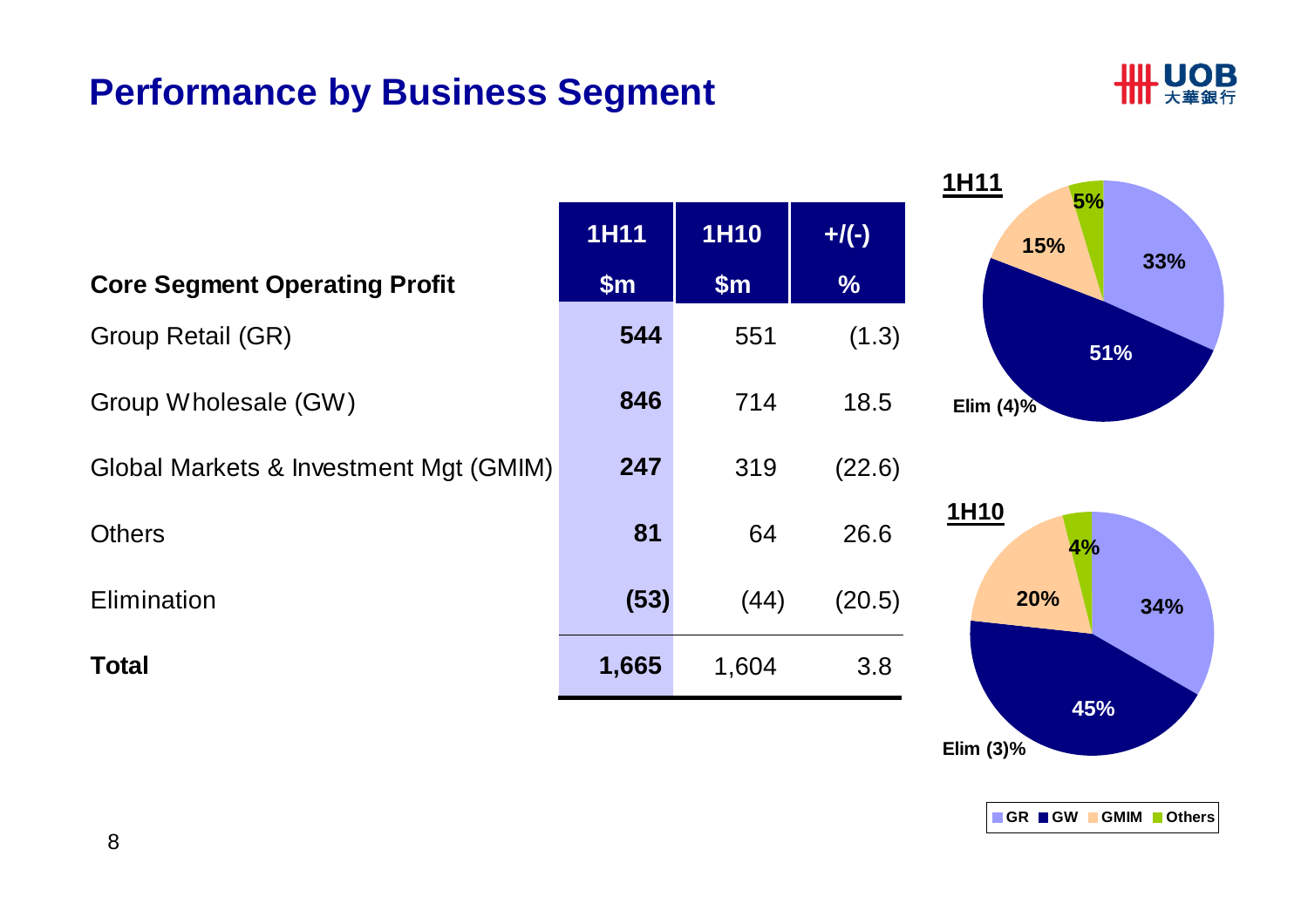# Performance by Business Segment

| Core Segment Operating Profit | 1H11 $m | 1H10 $m | +/(-) % |
|---|---|---|---|
| Group Retail (GR) | **544** | 551 | (1.3) |
| Group Wholesale (GW) | **846** | 714 | 18.5 |
| Global Markets & Investment Mgt (GMIM) | **247** | 319 | (22.6) |
| Others | **81** | 64 | 26.6 |
| Elimination | **(53)** | (44) | (20.5) |
| **Total** | **1,665** | 1,604 | 3.8 |

**1H11**

GR 33%, GW 51%, GMIM 15%, Others 5%, Elim (4)%

**1H10**

GR 34%, GW 45%, GMIM 20%, Others 4%, Elim (3)%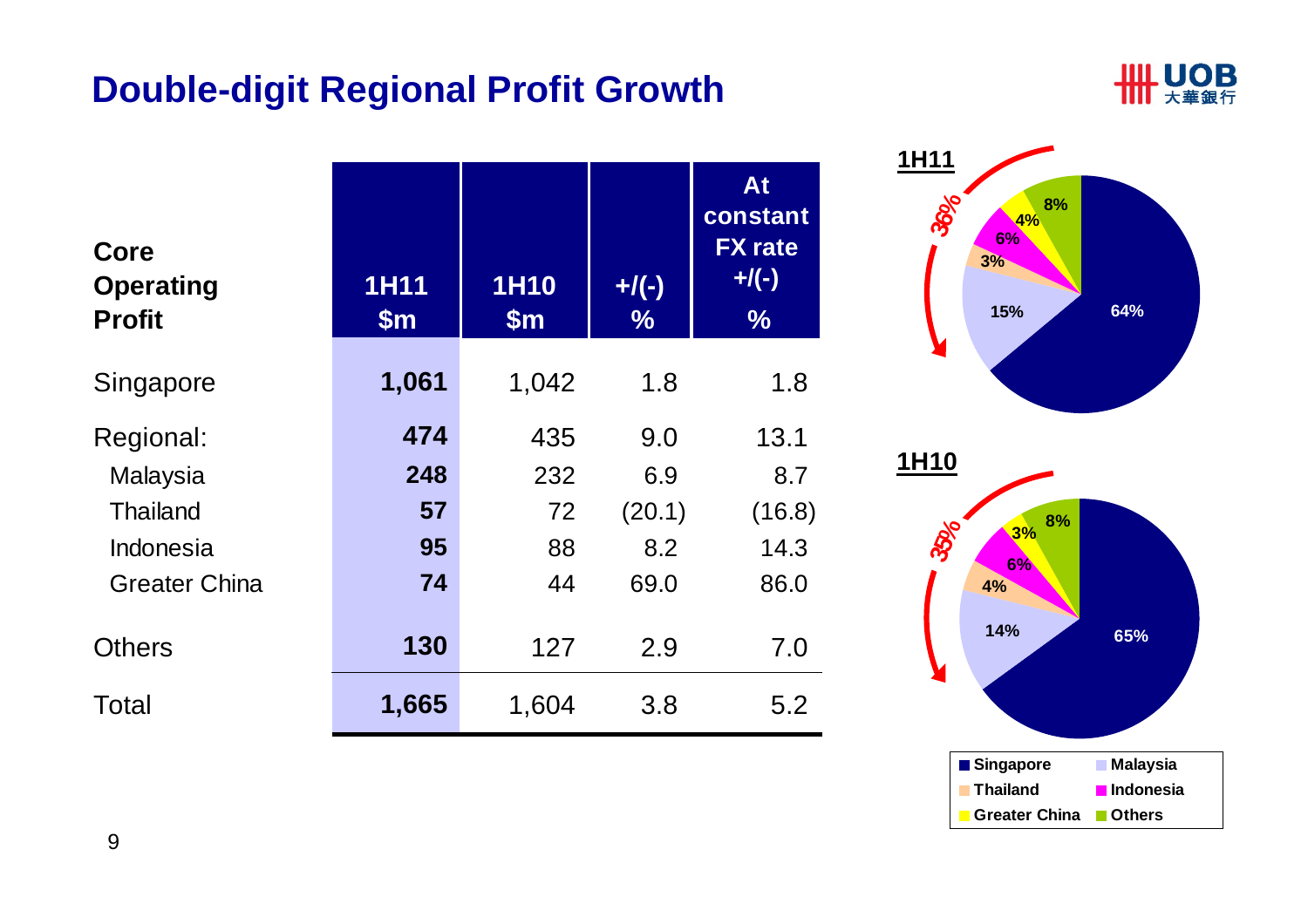# Double-digit Regional Profit Growth

| Core Operating Profit | 1H11 $m | 1H10 $m | +/(-) % | At constant FX rate +/(-) % |
|---|---|---|---|---|
| Singapore | **1,061** | 1,042 | 1.8 | 1.8 |
| Regional: | **474** | 435 | 9.0 | 13.1 |
| Malaysia | **248** | 232 | 6.9 | 8.7 |
| Thailand | **57** | 72 | (20.1) | (16.8) |
| Indonesia | **95** | 88 | 8.2 | 14.3 |
| Greater China | **74** | 44 | 69.0 | 86.0 |
| Others | **130** | 127 | 2.9 | 7.0 |
| Total | **1,665** | 1,604 | 3.8 | 5.2 |

**1H11**

36%

| Segment | Share |
|---|---|
| Singapore | 64% |
| Malaysia | 15% |
| Thailand | 3% |
| Indonesia | 6% |
| Greater China | 4% |
| Others | 8% |

**1H10**

35%

| Segment | Share |
|---|---|
| Singapore | 65% |
| Malaysia | 14% |
| Thailand | 4% |
| Indonesia | 6% |
| Greater China | 3% |
| Others | 8% |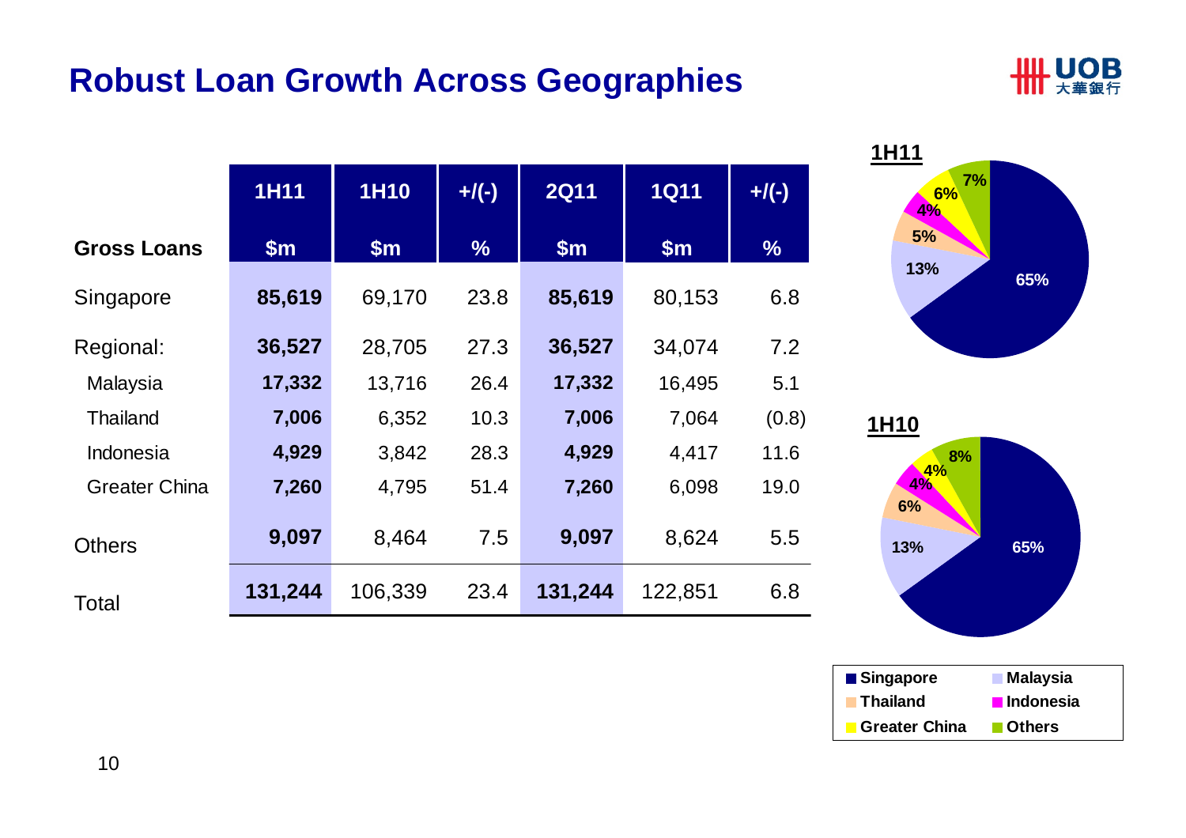# Robust Loan Growth Across Geographies

| Gross Loans | 1H11 $m | 1H10 $m | +/(-) % | 2Q11 $m | 1Q11 $m | +/(-) % |
|---|---|---|---|---|---|---|
| Singapore | **85,619** | 69,170 | 23.8 | **85,619** | 80,153 | 6.8 |
| Regional: | **36,527** | 28,705 | 27.3 | **36,527** | 34,074 | 7.2 |
| Malaysia | **17,332** | 13,716 | 26.4 | **17,332** | 16,495 | 5.1 |
| Thailand | **7,006** | 6,352 | 10.3 | **7,006** | 7,064 | (0.8) |
| Indonesia | **4,929** | 3,842 | 28.3 | **4,929** | 4,417 | 11.6 |
| Greater China | **7,260** | 4,795 | 51.4 | **7,260** | 6,098 | 19.0 |
| Others | **9,097** | 8,464 | 7.5 | **9,097** | 8,624 | 5.5 |
| Total | **131,244** | 106,339 | 23.4 | **131,244** | 122,851 | 6.8 |

**1H11**

| Singapore | Malaysia | Thailand | Indonesia | Greater China | Others |
|---|---|---|---|---|---|
| 65% | 13% | 5% | 4% | 6% | 7% |

**1H10**

| Singapore | Malaysia | Thailand | Indonesia | Greater China | Others |
|---|---|---|---|---|---|
| 65% | 13% | 6% | 4% | 4% | 8% |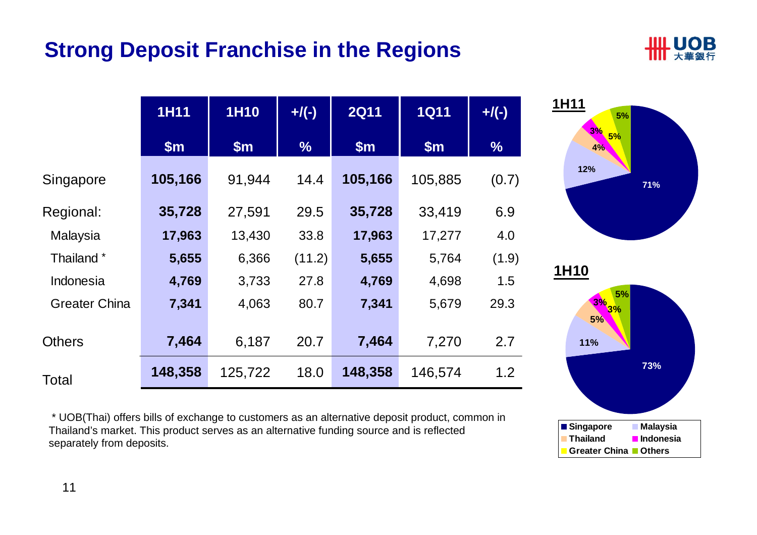# Strong Deposit Franchise in the Regions

| | 1H11 $m | 1H10 $m | +/(-) % | 2Q11 $m | 1Q11 $m | +/(-) % |
|---|---|---|---|---|---|---|
| Singapore | **105,166** | 91,944 | 14.4 | **105,166** | 105,885 | (0.7) |
| Regional: | **35,728** | 27,591 | 29.5 | **35,728** | 33,419 | 6.9 |
| Malaysia | **17,963** | 13,430 | 33.8 | **17,963** | 17,277 | 4.0 |
| Thailand * | **5,655** | 6,366 | (11.2) | **5,655** | 5,764 | (1.9) |
| Indonesia | **4,769** | 3,733 | 27.8 | **4,769** | 4,698 | 1.5 |
| Greater China | **7,341** | 4,063 | 80.7 | **7,341** | 5,679 | 29.3 |
| Others | **7,464** | 6,187 | 20.7 | **7,464** | 7,270 | 2.7 |
| Total | **148,358** | 125,722 | 18.0 | **148,358** | 146,574 | 1.2 |

**1H11**

| Singapore | Malaysia | Thailand | Indonesia | Greater China | Others |
|---|---|---|---|---|---|
| 71% | 12% | 4% | 3% | 5% | 5% |

**1H10**

| Singapore | Malaysia | Thailand | Indonesia | Greater China | Others |
|---|---|---|---|---|---|
| 73% | 11% | 5% | 3% | 3% | 5% |

\* UOB(Thai) offers bills of exchange to customers as an alternative deposit product, common in Thailand's market. This product serves as an alternative funding source and is reflected separately from deposits.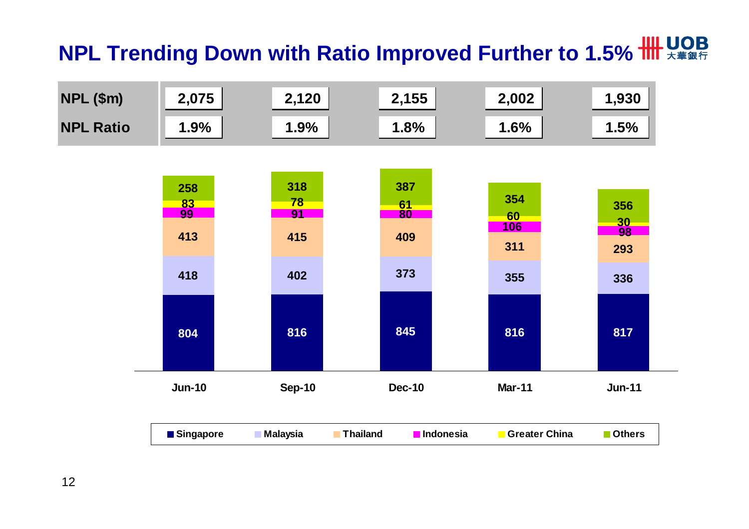# NPL Trending Down with Ratio Improved Further to 1.5%

| | Jun-10 | Sep-10 | Dec-10 | Mar-11 | Jun-11 |
|---|---|---|---|---|---|
| NPL ($m) | 2,075 | 2,120 | 2,155 | 2,002 | 1,930 |
| NPL Ratio | 1.9% | 1.9% | 1.8% | 1.6% | 1.5% |

| | Jun-10 | Sep-10 | Dec-10 | Mar-11 | Jun-11 |
|---|---|---|---|---|---|
| Singapore | 804 | 816 | 845 | 816 | 817 |
| Malaysia | 418 | 402 | 373 | 355 | 336 |
| Thailand | 413 | 415 | 409 | 311 | 293 |
| Indonesia | 99 | 91 | 80 | 106 | 98 |
| Greater China | 83 | 78 | 61 | 60 | 30 |
| Others | 258 | 318 | 387 | 354 | 356 |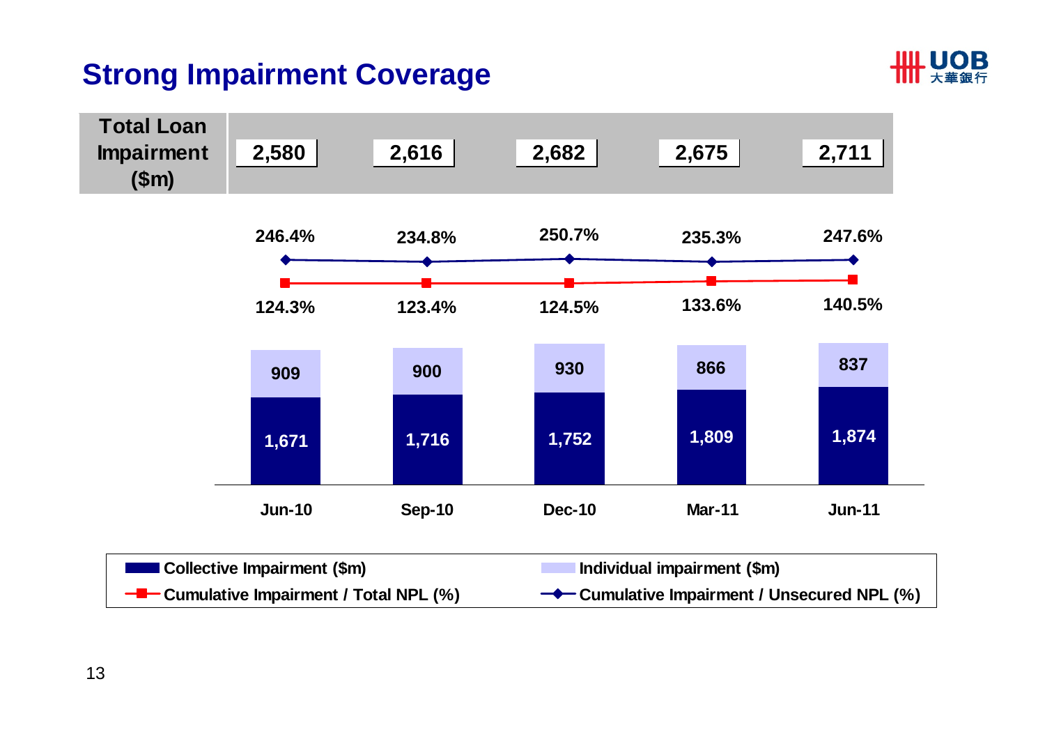# Strong Impairment Coverage

| | Jun-10 | Sep-10 | Dec-10 | Mar-11 | Jun-11 |
|---|---|---|---|---|---|
| Total Loan Impairment ($m) | 2,580 | 2,616 | 2,682 | 2,675 | 2,711 |
| Cumulative Impairment / Unsecured NPL (%) | 246.4% | 234.8% | 250.7% | 235.3% | 247.6% |
| Cumulative Impairment / Total NPL (%) | 124.3% | 123.4% | 124.5% | 133.6% | 140.5% |
| Individual impairment ($m) | 909 | 900 | 930 | 866 | 837 |
| Collective Impairment ($m) | 1,671 | 1,716 | 1,752 | 1,809 | 1,874 |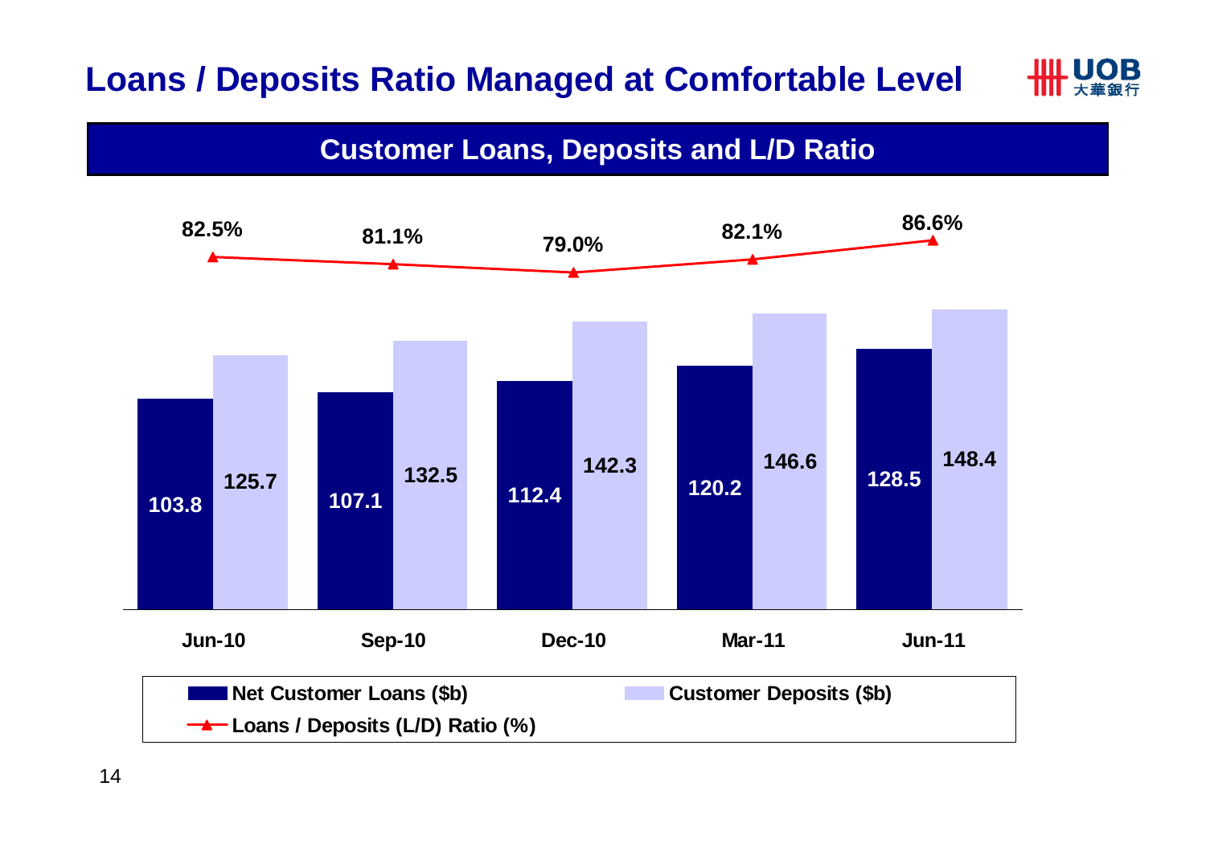# Loans / Deposits Ratio Managed at Comfortable Level

## Customer Loans, Deposits and L/D Ratio

| | Jun-10 | Sep-10 | Dec-10 | Mar-11 | Jun-11 |
|---|---|---|---|---|---|
| Net Customer Loans ($b) | 103.8 | 107.1 | 112.4 | 120.2 | 128.5 |
| Customer Deposits ($b) | 125.7 | 132.5 | 142.3 | 146.6 | 148.4 |
| Loans / Deposits (L/D) Ratio (%) | 82.5% | 81.1% | 79.0% | 82.1% | 86.6% |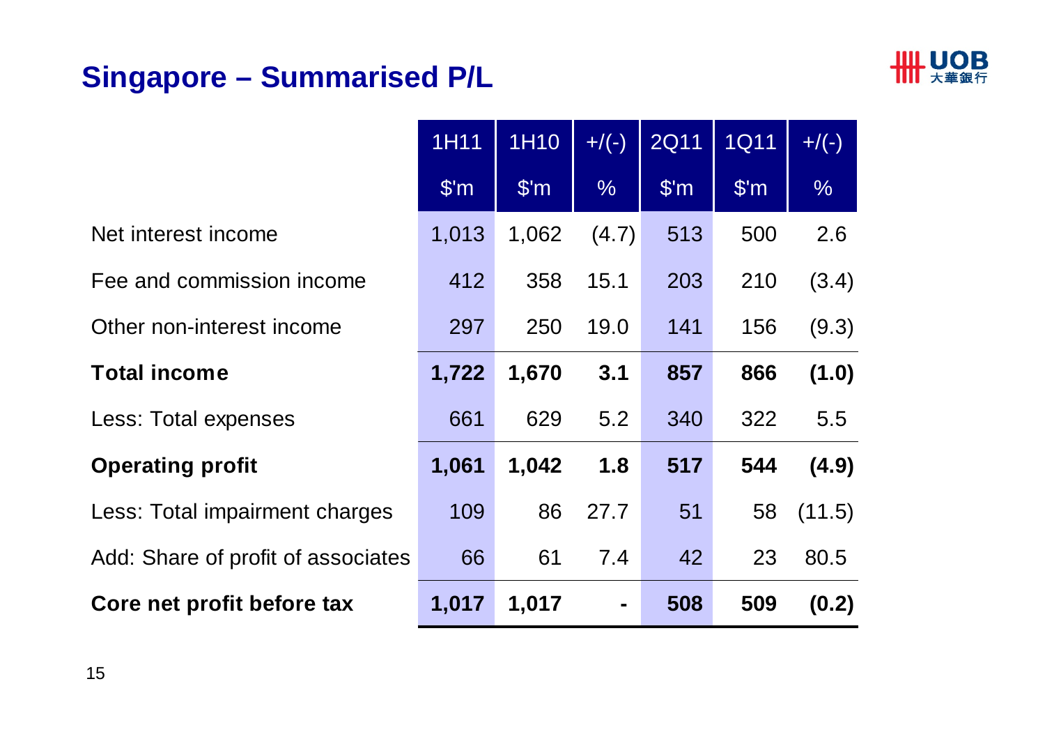## Singapore – Summarised P/L

| | 1H11 | 1H10 | +/(-) | 2Q11 | 1Q11 | +/(-) |
|---|---|---|---|---|---|---|
| | $'m | $'m | % | $'m | $'m | % |
| Net interest income | 1,013 | 1,062 | (4.7) | 513 | 500 | 2.6 |
| Fee and commission income | 412 | 358 | 15.1 | 203 | 210 | (3.4) |
| Other non-interest income | 297 | 250 | 19.0 | 141 | 156 | (9.3) |
| **Total income** | **1,722** | **1,670** | **3.1** | **857** | **866** | **(1.0)** |
| Less: Total expenses | 661 | 629 | 5.2 | 340 | 322 | 5.5 |
| **Operating profit** | **1,061** | **1,042** | **1.8** | **517** | **544** | **(4.9)** |
| Less: Total impairment charges | 109 | 86 | 27.7 | 51 | 58 | (11.5) |
| Add: Share of profit of associates | 66 | 61 | 7.4 | 42 | 23 | 80.5 |
| **Core net profit before tax** | **1,017** | **1,017** | **-** | **508** | **509** | **(0.2)** |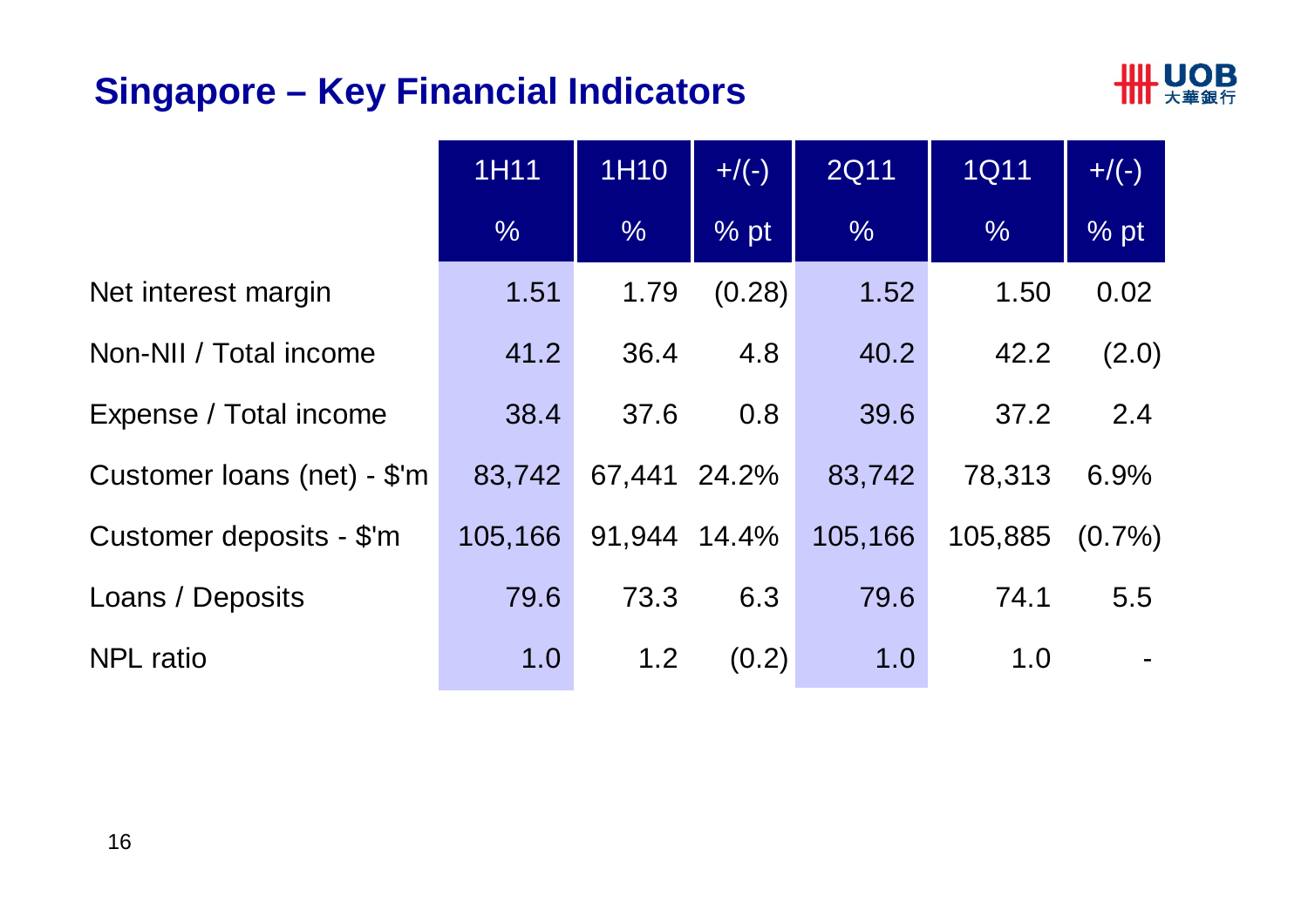# Singapore – Key Financial Indicators

| | 1H11 | 1H10 | +/(-) | 2Q11 | 1Q11 | +/(-) |
|---|---|---|---|---|---|---|
| | % | % | % pt | % | % | % pt |
| Net interest margin | 1.51 | 1.79 | (0.28) | 1.52 | 1.50 | 0.02 |
| Non-NII / Total income | 41.2 | 36.4 | 4.8 | 40.2 | 42.2 | (2.0) |
| Expense / Total income | 38.4 | 37.6 | 0.8 | 39.6 | 37.2 | 2.4 |
| Customer loans (net) - $'m | 83,742 | 67,441 | 24.2% | 83,742 | 78,313 | 6.9% |
| Customer deposits - $'m | 105,166 | 91,944 | 14.4% | 105,166 | 105,885 | (0.7%) |
| Loans / Deposits | 79.6 | 73.3 | 6.3 | 79.6 | 74.1 | 5.5 |
| NPL ratio | 1.0 | 1.2 | (0.2) | 1.0 | 1.0 | - |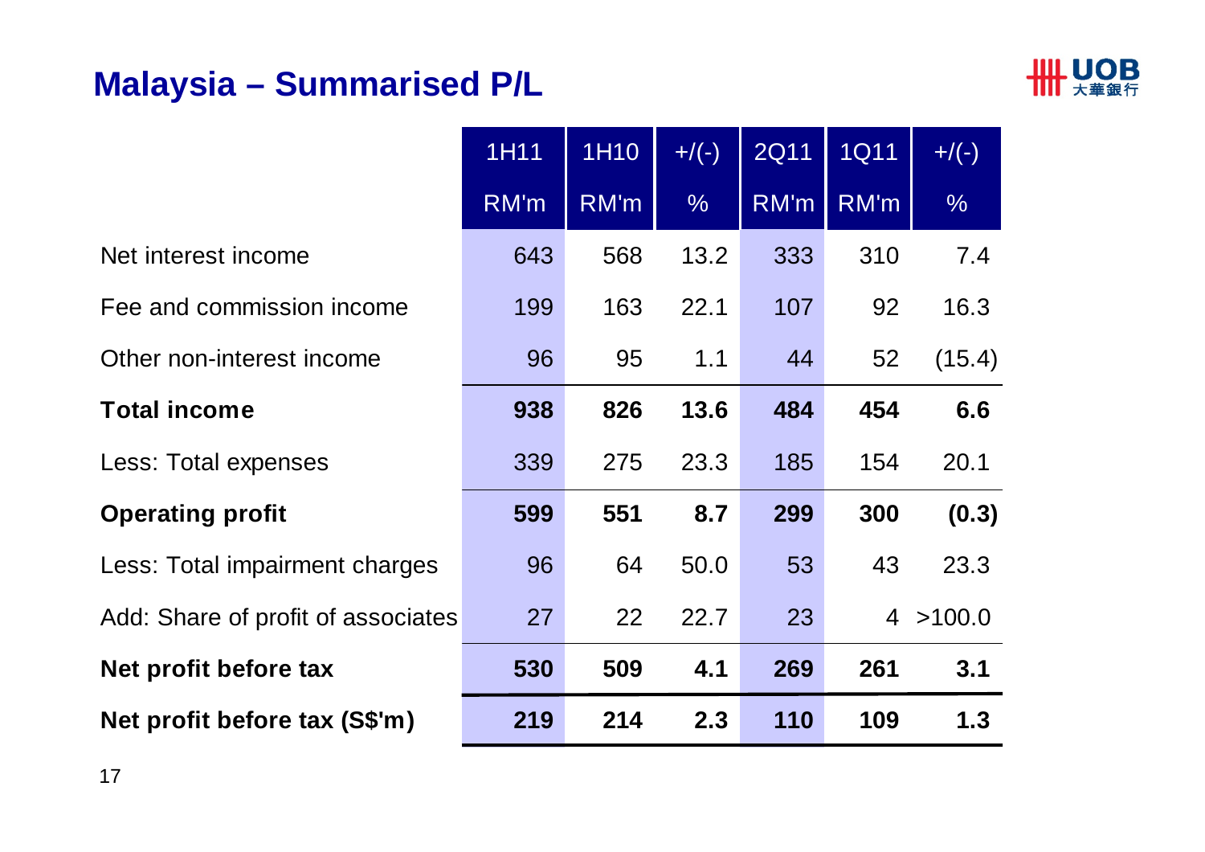## Malaysia – Summarised P/L

| | 1H11 | 1H10 | +/(-) | 2Q11 | 1Q11 | +/(-) |
|---|---|---|---|---|---|---|
| | RM'm | RM'm | % | RM'm | RM'm | % |
| Net interest income | 643 | 568 | 13.2 | 333 | 310 | 7.4 |
| Fee and commission income | 199 | 163 | 22.1 | 107 | 92 | 16.3 |
| Other non-interest income | 96 | 95 | 1.1 | 44 | 52 | (15.4) |
| **Total income** | **938** | **826** | **13.6** | **484** | **454** | **6.6** |
| Less: Total expenses | 339 | 275 | 23.3 | 185 | 154 | 20.1 |
| **Operating profit** | **599** | **551** | **8.7** | **299** | **300** | **(0.3)** |
| Less: Total impairment charges | 96 | 64 | 50.0 | 53 | 43 | 23.3 |
| Add: Share of profit of associates | 27 | 22 | 22.7 | 23 | 4 | >100.0 |
| **Net profit before tax** | **530** | **509** | **4.1** | **269** | **261** | **3.1** |
| **Net profit before tax (S$'m)** | **219** | **214** | **2.3** | **110** | **109** | **1.3** |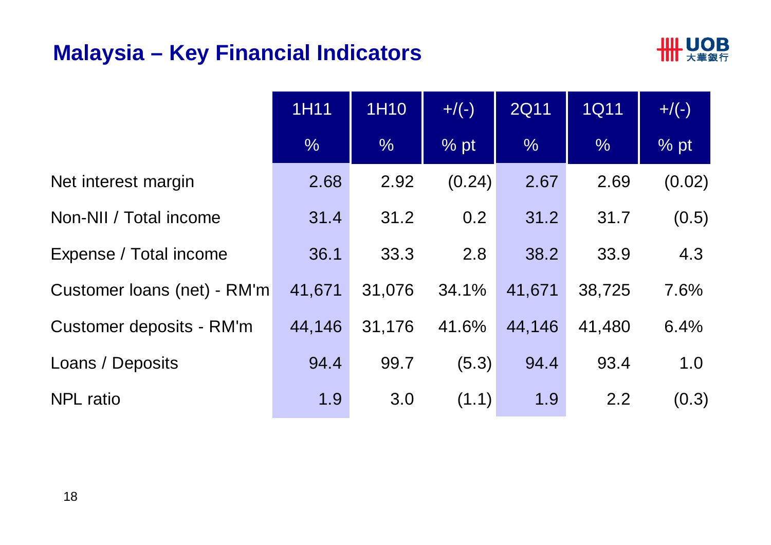# Malaysia – Key Financial Indicators

| | 1H11 | 1H10 | +/(-) | 2Q11 | 1Q11 | +/(-) |
|---|---|---|---|---|---|---|
| | % | % | % pt | % | % | % pt |
| Net interest margin | 2.68 | 2.92 | (0.24) | 2.67 | 2.69 | (0.02) |
| Non-NII / Total income | 31.4 | 31.2 | 0.2 | 31.2 | 31.7 | (0.5) |
| Expense / Total income | 36.1 | 33.3 | 2.8 | 38.2 | 33.9 | 4.3 |
| Customer loans (net) - RM'm | 41,671 | 31,076 | 34.1% | 41,671 | 38,725 | 7.6% |
| Customer deposits - RM'm | 44,146 | 31,176 | 41.6% | 44,146 | 41,480 | 6.4% |
| Loans / Deposits | 94.4 | 99.7 | (5.3) | 94.4 | 93.4 | 1.0 |
| NPL ratio | 1.9 | 3.0 | (1.1) | 1.9 | 2.2 | (0.3) |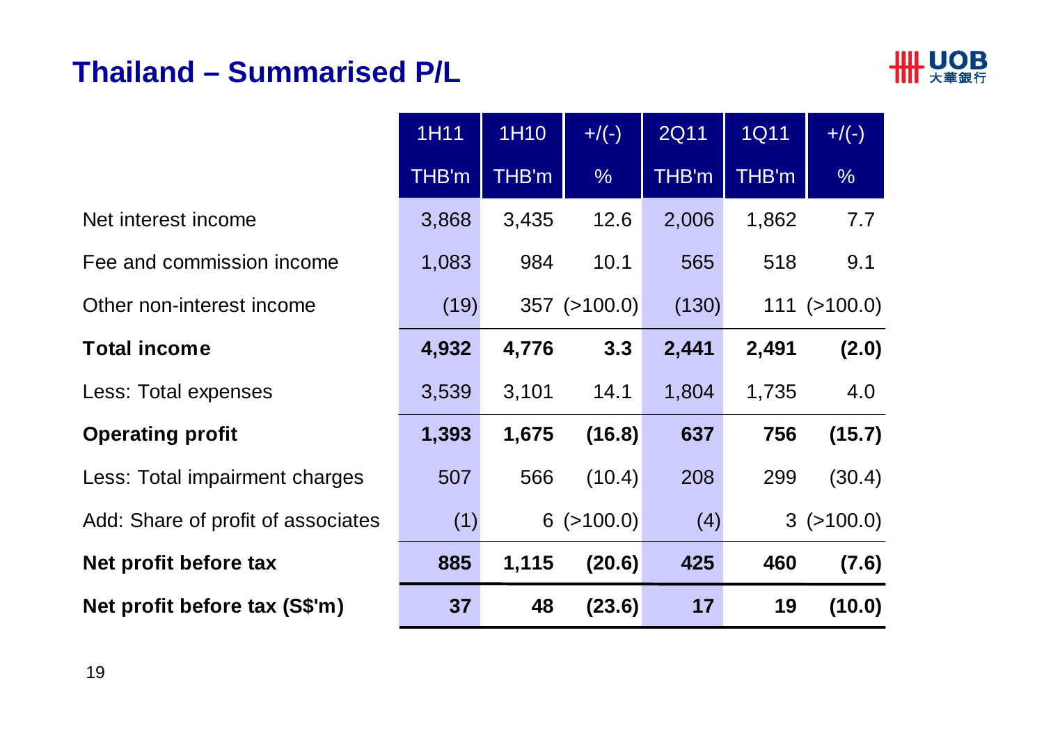# Thailand – Summarised P/L

| | 1H11 | 1H10 | +/(-) | 2Q11 | 1Q11 | +/(-) |
|---|---|---|---|---|---|---|
| | THB'm | THB'm | % | THB'm | THB'm | % |
| Net interest income | 3,868 | 3,435 | 12.6 | 2,006 | 1,862 | 7.7 |
| Fee and commission income | 1,083 | 984 | 10.1 | 565 | 518 | 9.1 |
| Other non-interest income | (19) | 357 | (>100.0) | (130) | 111 | (>100.0) |
| **Total income** | **4,932** | **4,776** | **3.3** | **2,441** | **2,491** | **(2.0)** |
| Less: Total expenses | 3,539 | 3,101 | 14.1 | 1,804 | 1,735 | 4.0 |
| **Operating profit** | **1,393** | **1,675** | **(16.8)** | **637** | **756** | **(15.7)** |
| Less: Total impairment charges | 507 | 566 | (10.4) | 208 | 299 | (30.4) |
| Add: Share of profit of associates | (1) | 6 | (>100.0) | (4) | 3 | (>100.0) |
| **Net profit before tax** | **885** | **1,115** | **(20.6)** | **425** | **460** | **(7.6)** |
| **Net profit before tax (S$'m)** | **37** | **48** | **(23.6)** | **17** | **19** | **(10.0)** |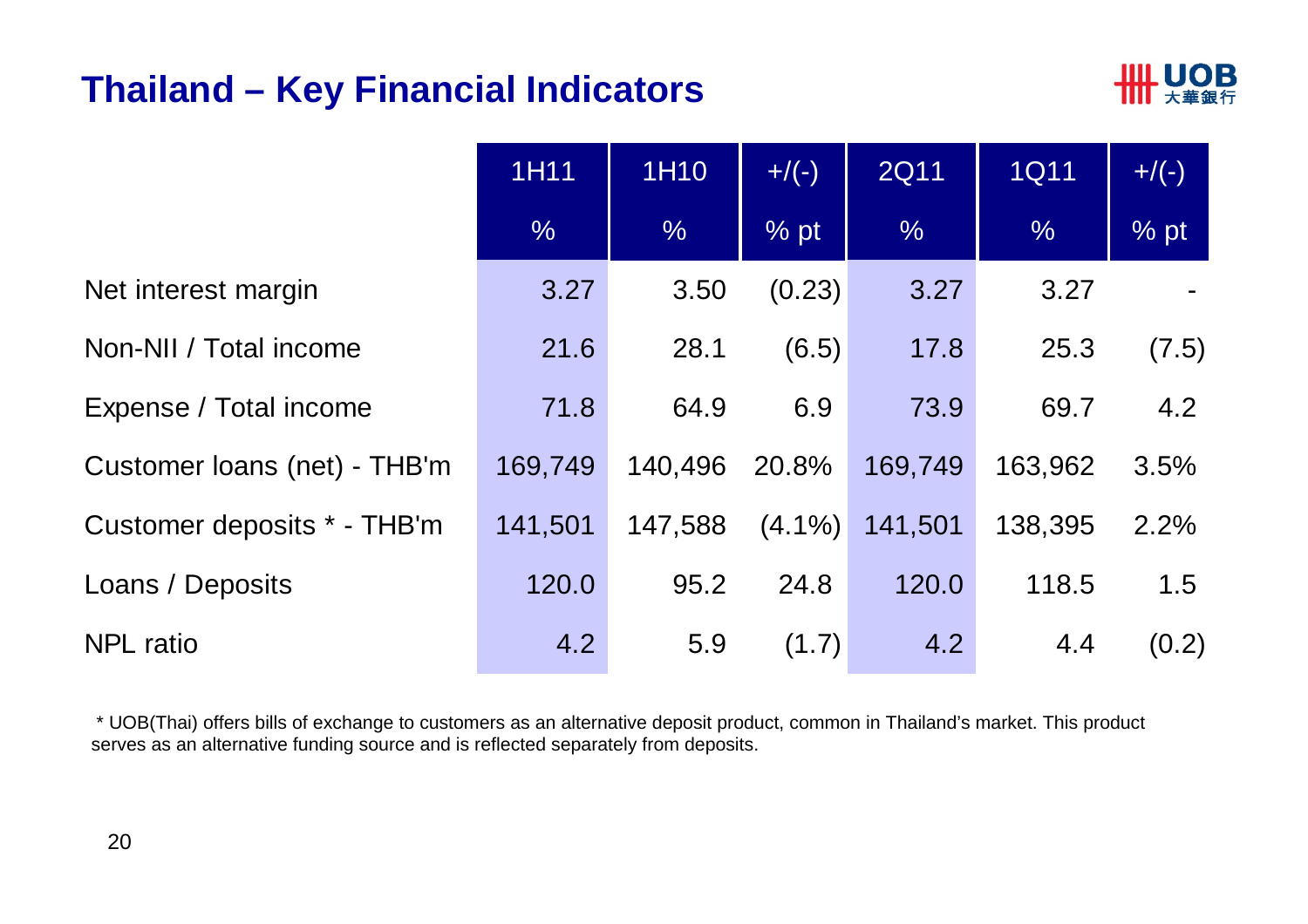# Thailand – Key Financial Indicators

| | 1H11 | 1H10 | +/(-) | 2Q11 | 1Q11 | +/(-) |
|---|---|---|---|---|---|---|
| | % | % | % pt | % | % | % pt |
| Net interest margin | 3.27 | 3.50 | (0.23) | 3.27 | 3.27 | - |
| Non-NII / Total income | 21.6 | 28.1 | (6.5) | 17.8 | 25.3 | (7.5) |
| Expense / Total income | 71.8 | 64.9 | 6.9 | 73.9 | 69.7 | 4.2 |
| Customer loans (net) - THB'm | 169,749 | 140,496 | 20.8% | 169,749 | 163,962 | 3.5% |
| Customer deposits * - THB'm | 141,501 | 147,588 | (4.1%) | 141,501 | 138,395 | 2.2% |
| Loans / Deposits | 120.0 | 95.2 | 24.8 | 120.0 | 118.5 | 1.5 |
| NPL ratio | 4.2 | 5.9 | (1.7) | 4.2 | 4.4 | (0.2) |

* UOB(Thai) offers bills of exchange to customers as an alternative deposit product, common in Thailand's market. This product serves as an alternative funding source and is reflected separately from deposits.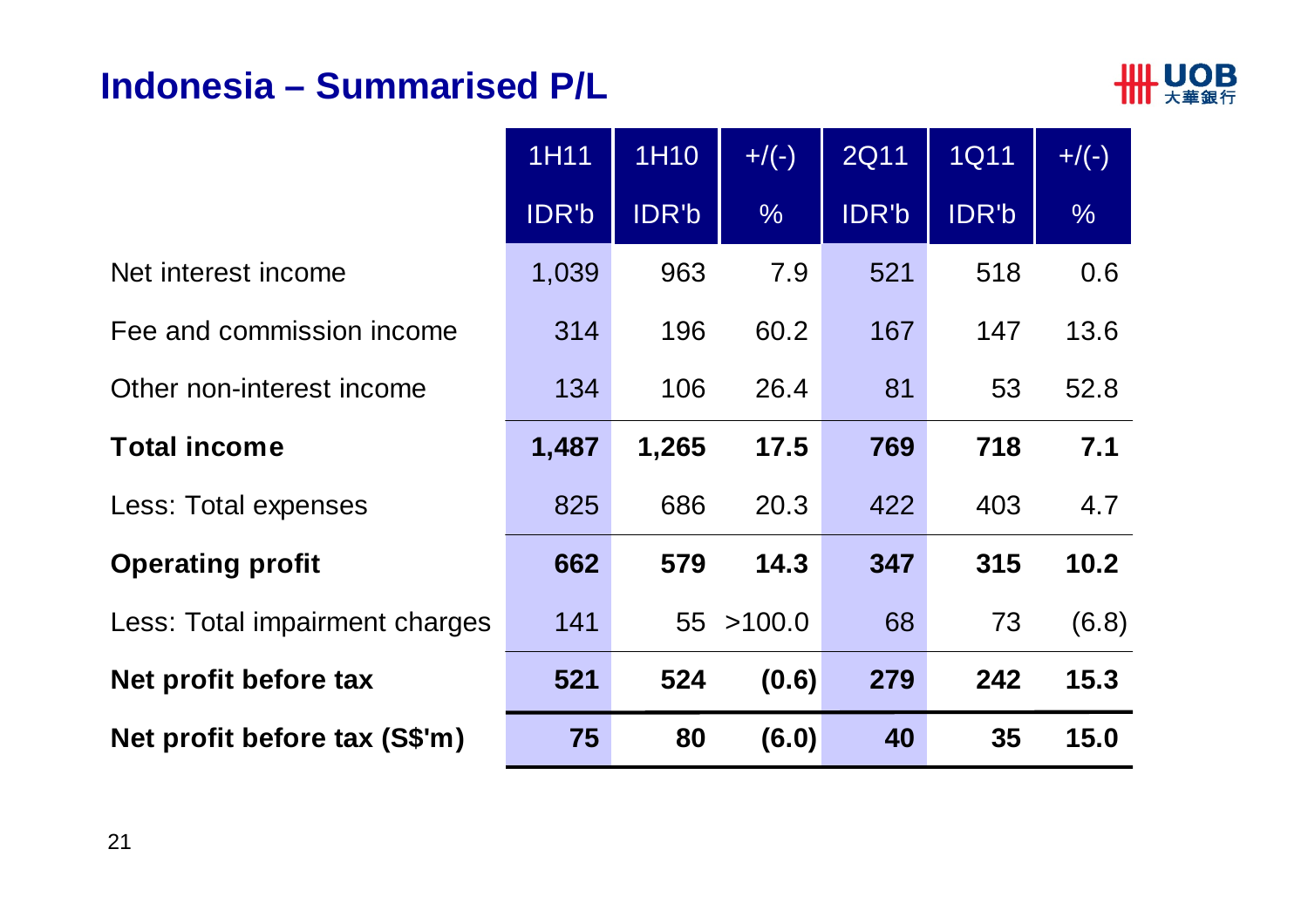# Indonesia – Summarised P/L

| | 1H11 | 1H10 | +/(-) | 2Q11 | 1Q11 | +/(-) |
|---|---|---|---|---|---|---|
| | IDR'b | IDR'b | % | IDR'b | IDR'b | % |
| Net interest income | 1,039 | 963 | 7.9 | 521 | 518 | 0.6 |
| Fee and commission income | 314 | 196 | 60.2 | 167 | 147 | 13.6 |
| Other non-interest income | 134 | 106 | 26.4 | 81 | 53 | 52.8 |
| **Total income** | **1,487** | **1,265** | **17.5** | **769** | **718** | **7.1** |
| Less: Total expenses | 825 | 686 | 20.3 | 422 | 403 | 4.7 |
| **Operating profit** | **662** | **579** | **14.3** | **347** | **315** | **10.2** |
| Less: Total impairment charges | 141 | 55 | >100.0 | 68 | 73 | (6.8) |
| **Net profit before tax** | **521** | **524** | **(0.6)** | **279** | **242** | **15.3** |
| **Net profit before tax (S$'m)** | **75** | **80** | **(6.0)** | **40** | **35** | **15.0** |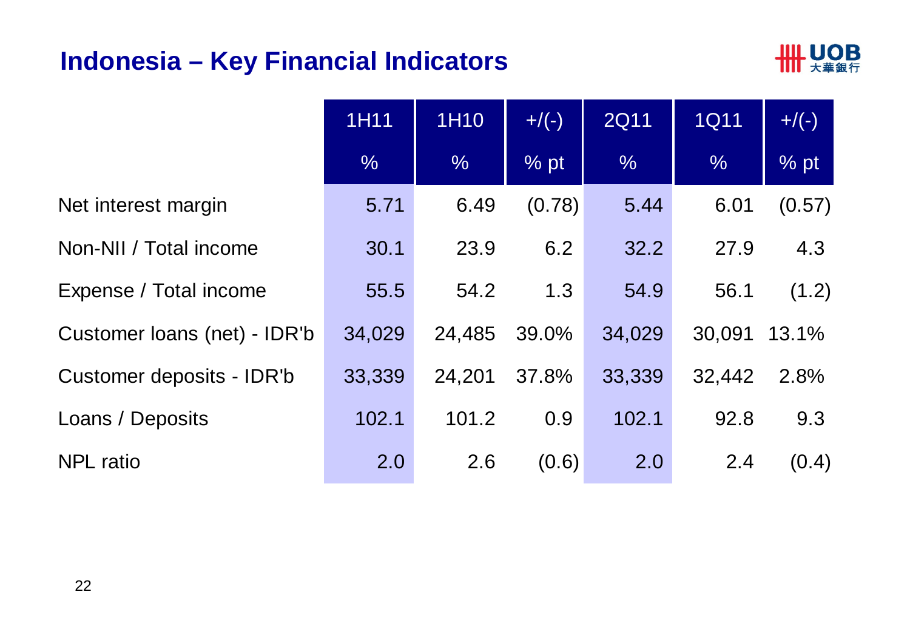# Indonesia – Key Financial Indicators

| | 1H11 | 1H10 | +/(-) | 2Q11 | 1Q11 | +/(-) |
|---|---|---|---|---|---|---|
| | % | % | % pt | % | % | % pt |
| Net interest margin | 5.71 | 6.49 | (0.78) | 5.44 | 6.01 | (0.57) |
| Non-NII / Total income | 30.1 | 23.9 | 6.2 | 32.2 | 27.9 | 4.3 |
| Expense / Total income | 55.5 | 54.2 | 1.3 | 54.9 | 56.1 | (1.2) |
| Customer loans (net) - IDR'b | 34,029 | 24,485 | 39.0% | 34,029 | 30,091 | 13.1% |
| Customer deposits - IDR'b | 33,339 | 24,201 | 37.8% | 33,339 | 32,442 | 2.8% |
| Loans / Deposits | 102.1 | 101.2 | 0.9 | 102.1 | 92.8 | 9.3 |
| NPL ratio | 2.0 | 2.6 | (0.6) | 2.0 | 2.4 | (0.4) |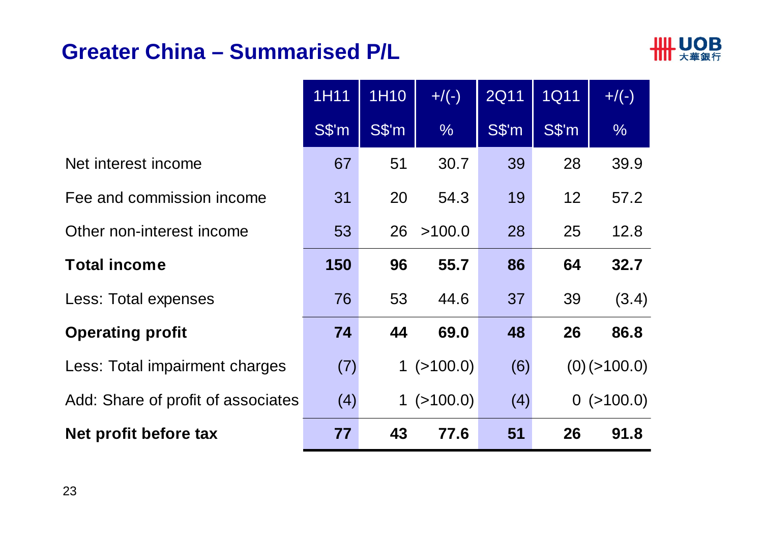# Greater China – Summarised P/L

| | 1H11 | 1H10 | +/(-) | 2Q11 | 1Q11 | +/(-) |
|---|---|---|---|---|---|---|
| | S$'m | S$'m | % | S$'m | S$'m | % |
| Net interest income | 67 | 51 | 30.7 | 39 | 28 | 39.9 |
| Fee and commission income | 31 | 20 | 54.3 | 19 | 12 | 57.2 |
| Other non-interest income | 53 | 26 | >100.0 | 28 | 25 | 12.8 |
| **Total income** | **150** | **96** | **55.7** | **86** | **64** | **32.7** |
| Less: Total expenses | 76 | 53 | 44.6 | 37 | 39 | (3.4) |
| **Operating profit** | **74** | **44** | **69.0** | **48** | **26** | **86.8** |
| Less: Total impairment charges | (7) | 1 | (>100.0) | (6) | (0) | (>100.0) |
| Add: Share of profit of associates | (4) | 1 | (>100.0) | (4) | 0 | (>100.0) |
| **Net profit before tax** | **77** | **43** | **77.6** | **51** | **26** | **91.8** |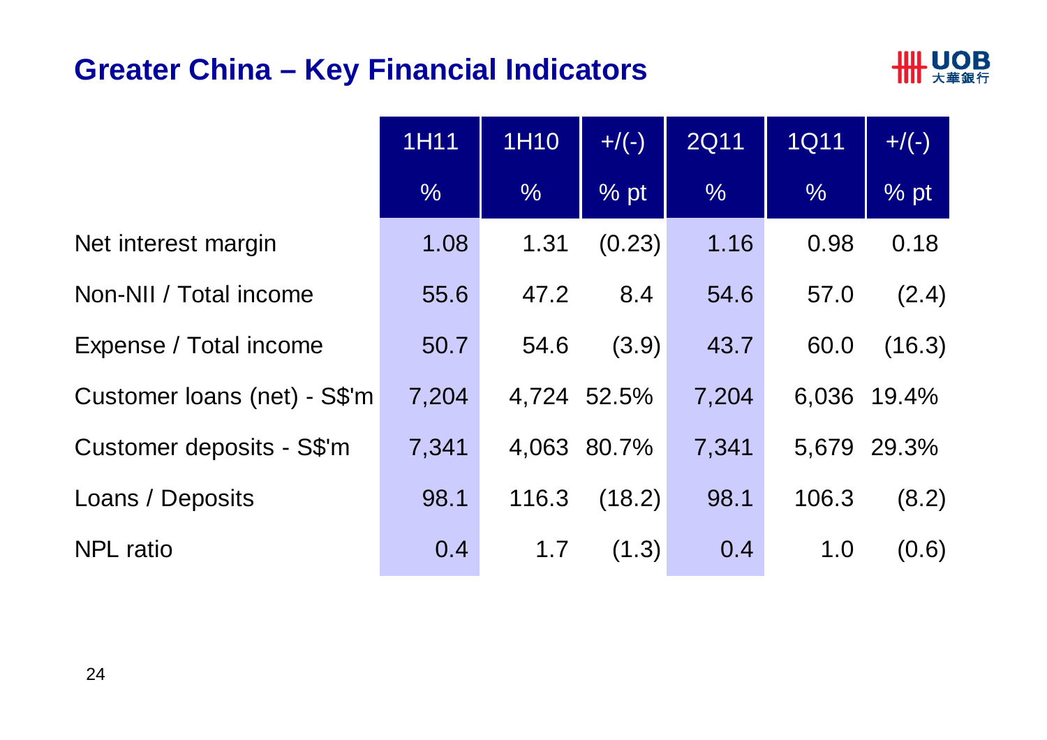# Greater China – Key Financial Indicators

| | 1H11 | 1H10 | +/(-) | 2Q11 | 1Q11 | +/(-) |
|---|---|---|---|---|---|---|
| | % | % | % pt | % | % | % pt |
| Net interest margin | 1.08 | 1.31 | (0.23) | 1.16 | 0.98 | 0.18 |
| Non-NII / Total income | 55.6 | 47.2 | 8.4 | 54.6 | 57.0 | (2.4) |
| Expense / Total income | 50.7 | 54.6 | (3.9) | 43.7 | 60.0 | (16.3) |
| Customer loans (net) - S$'m | 7,204 | 4,724 | 52.5% | 7,204 | 6,036 | 19.4% |
| Customer deposits - S$'m | 7,341 | 4,063 | 80.7% | 7,341 | 5,679 | 29.3% |
| Loans / Deposits | 98.1 | 116.3 | (18.2) | 98.1 | 106.3 | (8.2) |
| NPL ratio | 0.4 | 1.7 | (1.3) | 0.4 | 1.0 | (0.6) |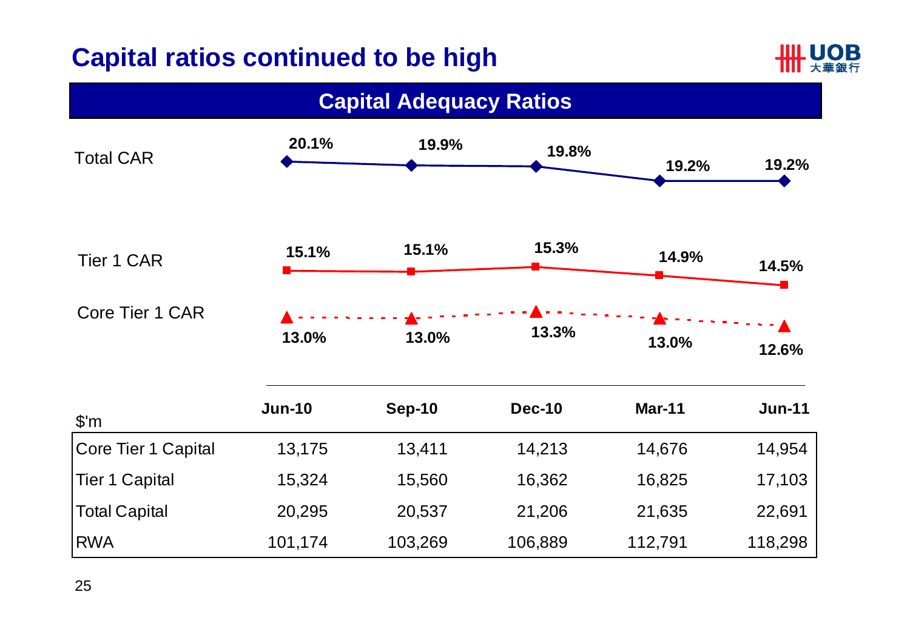# Capital ratios continued to be high

## Capital Adequacy Ratios

| | Jun-10 | Sep-10 | Dec-10 | Mar-11 | Jun-11 |
|---|---|---|---|---|---|
| Total CAR | 20.1% | 19.9% | 19.8% | 19.2% | 19.2% |
| Tier 1 CAR | 15.1% | 15.1% | 15.3% | 14.9% | 14.5% |
| Core Tier 1 CAR | 13.0% | 13.0% | 13.3% | 13.0% | 12.6% |

| $'m | Jun-10 | Sep-10 | Dec-10 | Mar-11 | Jun-11 |
|---|---|---|---|---|---|
| Core Tier 1 Capital | 13,175 | 13,411 | 14,213 | 14,676 | 14,954 |
| Tier 1 Capital | 15,324 | 15,560 | 16,362 | 16,825 | 17,103 |
| Total Capital | 20,295 | 20,537 | 21,206 | 21,635 | 22,691 |
| RWA | 101,174 | 103,269 | 106,889 | 112,791 | 118,298 |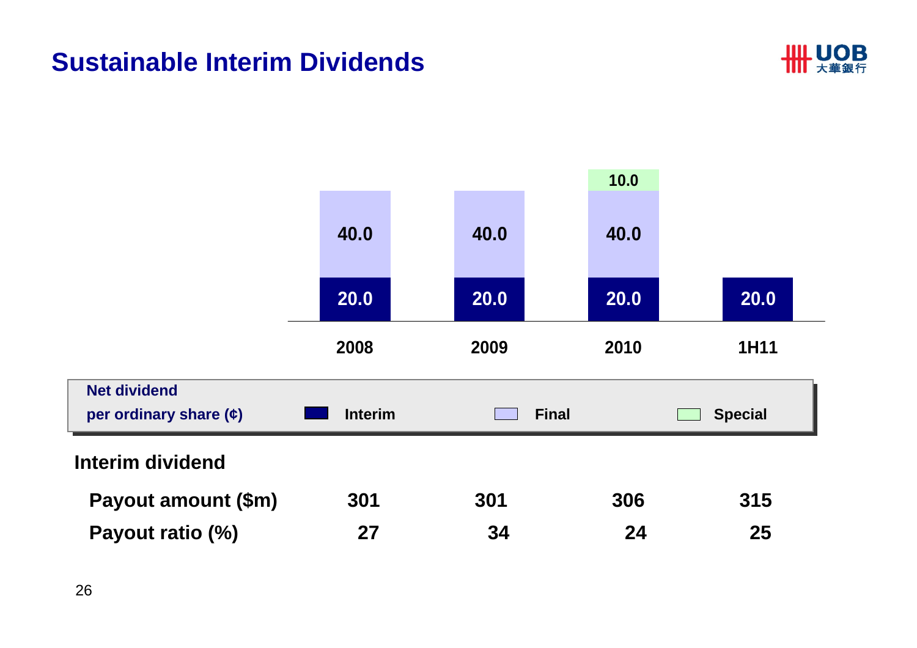# Sustainable Interim Dividends

**Net dividend per ordinary share (¢)**

| | 2008 | 2009 | 2010 | 1H11 |
|---|---|---|---|---|
| Interim | 20.0 | 20.0 | 20.0 | 20.0 |
| Final | 40.0 | 40.0 | 40.0 | |
| Special | | | 10.0 | |

**Interim dividend**

| | 2008 | 2009 | 2010 | 1H11 |
|---|---|---|---|---|
| **Payout amount ($m)** | **301** | **301** | **306** | **315** |
| **Payout ratio (%)** | **27** | **34** | **24** | **25** |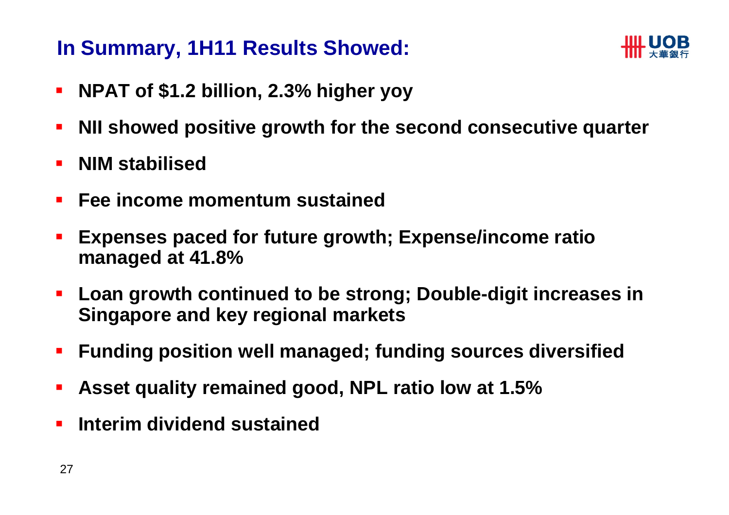## In Summary, 1H11 Results Showed:

- **NPAT of $1.2 billion, 2.3% higher yoy**
- **NII showed positive growth for the second consecutive quarter**
- **NIM stabilised**
- **Fee income momentum sustained**
- **Expenses paced for future growth; Expense/income ratio managed at 41.8%**
- **Loan growth continued to be strong; Double-digit increases in Singapore and key regional markets**
- **Funding position well managed; funding sources diversified**
- **Asset quality remained good, NPL ratio low at 1.5%**
- **Interim dividend sustained**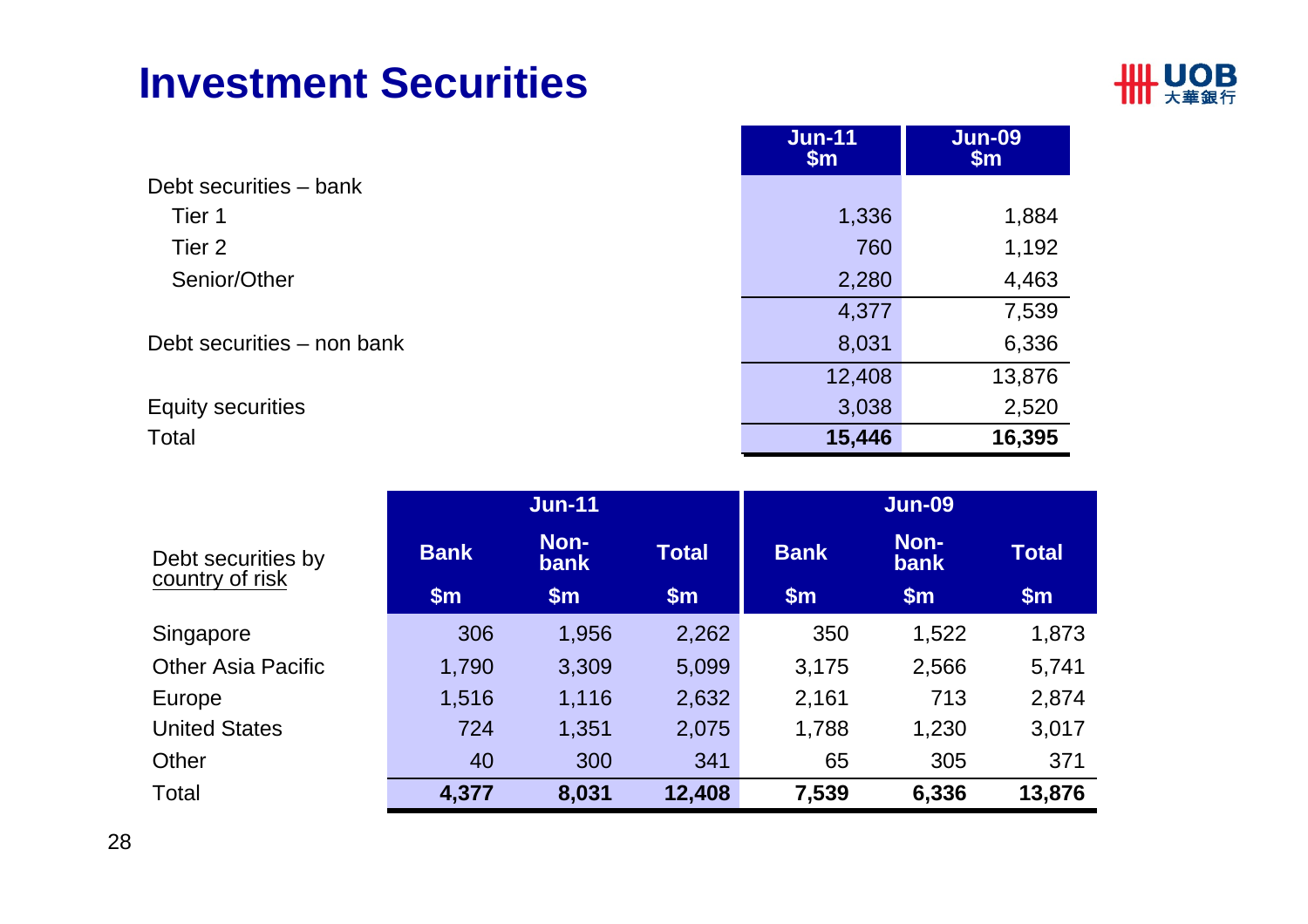# Investment Securities

| | Jun-11 $m | Jun-09 $m |
|---|---|---|
| Debt securities – bank | | |
| Tier 1 | 1,336 | 1,884 |
| Tier 2 | 760 | 1,192 |
| Senior/Other | 2,280 | 4,463 |
| | 4,377 | 7,539 |
| Debt securities – non bank | 8,031 | 6,336 |
| | 12,408 | 13,876 |
| Equity securities | 3,038 | 2,520 |
| Total | **15,446** | **16,395** |

| Debt securities by country of risk | Jun-11 | | | Jun-09 | | |
|---|---|---|---|---|---|---|
| | Bank $m | Non-bank $m | Total $m | Bank $m | Non-bank $m | Total $m |
| Singapore | 306 | 1,956 | 2,262 | 350 | 1,522 | 1,873 |
| Other Asia Pacific | 1,790 | 3,309 | 5,099 | 3,175 | 2,566 | 5,741 |
| Europe | 1,516 | 1,116 | 2,632 | 2,161 | 713 | 2,874 |
| United States | 724 | 1,351 | 2,075 | 1,788 | 1,230 | 3,017 |
| Other | 40 | 300 | 341 | 65 | 305 | 371 |
| Total | **4,377** | **8,031** | **12,408** | **7,539** | **6,336** | **13,876** |